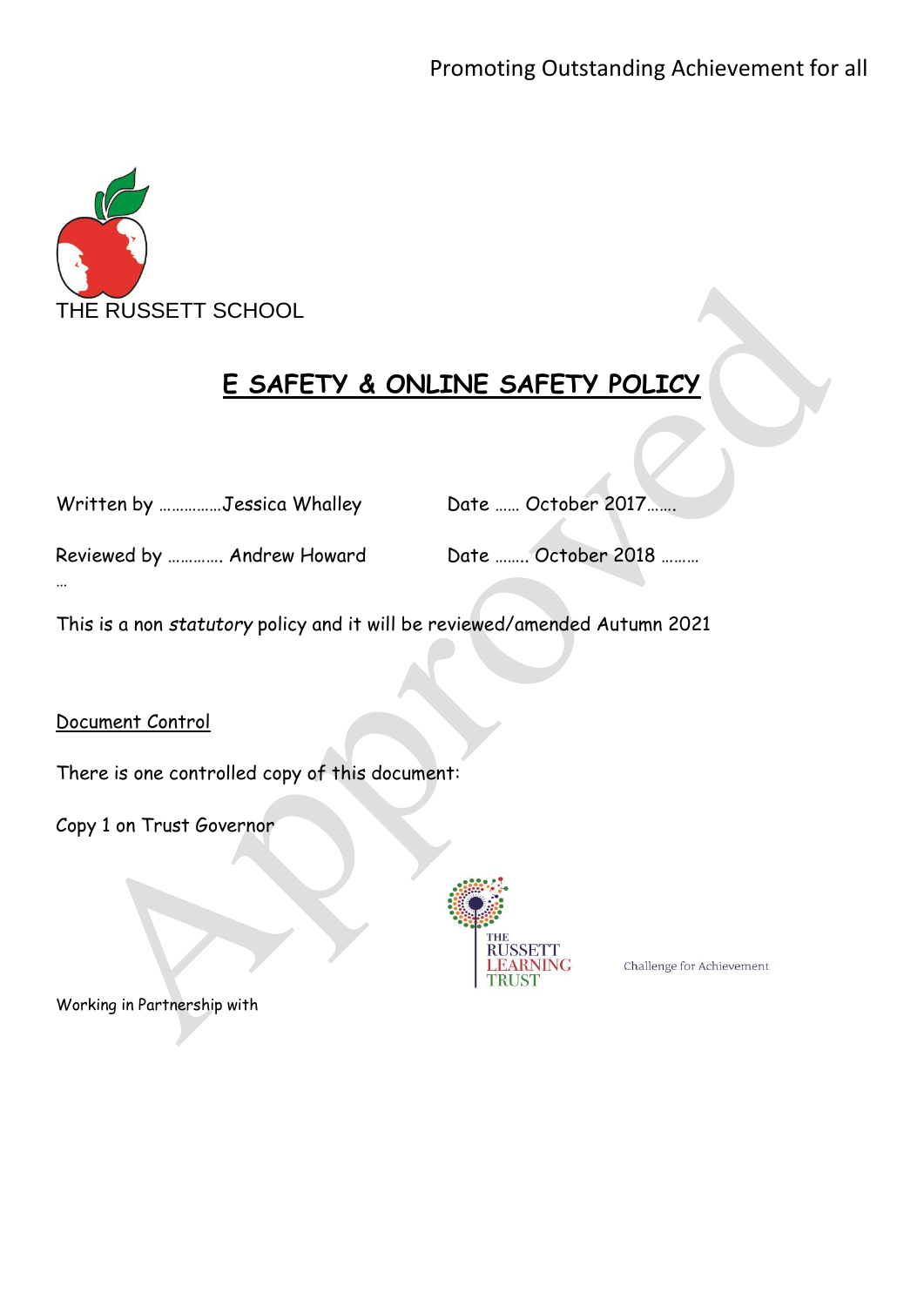Promoting Outstanding Achievement for all

THE RUSSETT SCHOOL

# E SAFETY & ONLINE SAFETY POLICY

Written by ……………Jessica Whalley Date …… October 2017…….

Reviewed by …………. Andrew Howard Date …….. October 2018 ………
…

This is a non *statutory* policy and it will be reviewed/amended Autumn 2021

Document Control

There is one controlled copy of this document:

Copy 1 on Trust Governor

Working in Partnership with

THE RUSSETT LEARNING TRUST

Challenge for Achievement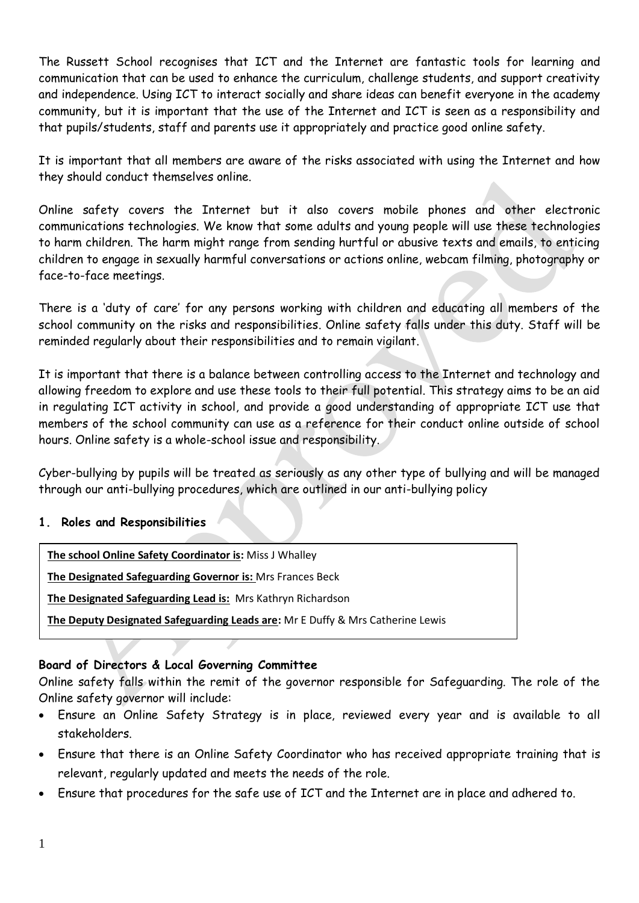The Russett School recognises that ICT and the Internet are fantastic tools for learning and communication that can be used to enhance the curriculum, challenge students, and support creativity and independence. Using ICT to interact socially and share ideas can benefit everyone in the academy community, but it is important that the use of the Internet and ICT is seen as a responsibility and that pupils/students, staff and parents use it appropriately and practice good online safety.

It is important that all members are aware of the risks associated with using the Internet and how they should conduct themselves online.

Online safety covers the Internet but it also covers mobile phones and other electronic communications technologies. We know that some adults and young people will use these technologies to harm children. The harm might range from sending hurtful or abusive texts and emails, to enticing children to engage in sexually harmful conversations or actions online, webcam filming, photography or face-to-face meetings.

There is a 'duty of care' for any persons working with children and educating all members of the school community on the risks and responsibilities. Online safety falls under this duty. Staff will be reminded regularly about their responsibilities and to remain vigilant.

It is important that there is a balance between controlling access to the Internet and technology and allowing freedom to explore and use these tools to their full potential. This strategy aims to be an aid in regulating ICT activity in school, and provide a good understanding of appropriate ICT use that members of the school community can use as a reference for their conduct online outside of school hours. Online safety is a whole-school issue and responsibility.

Cyber-bullying by pupils will be treated as seriously as any other type of bullying and will be managed through our anti-bullying procedures, which are outlined in our anti-bullying policy

## 1. Roles and Responsibilities

**The school Online Safety Coordinator is:** Miss J Whalley

**The Designated Safeguarding Governor is:** Mrs Frances Beck

**The Designated Safeguarding Lead is:** Mrs Kathryn Richardson

**The Deputy Designated Safeguarding Leads are:** Mr E Duffy & Mrs Catherine Lewis

### Board of Directors & Local Governing Committee

Online safety falls within the remit of the governor responsible for Safeguarding. The role of the Online safety governor will include:

- Ensure an Online Safety Strategy is in place, reviewed every year and is available to all stakeholders.
- Ensure that there is an Online Safety Coordinator who has received appropriate training that is relevant, regularly updated and meets the needs of the role.
- Ensure that procedures for the safe use of ICT and the Internet are in place and adhered to.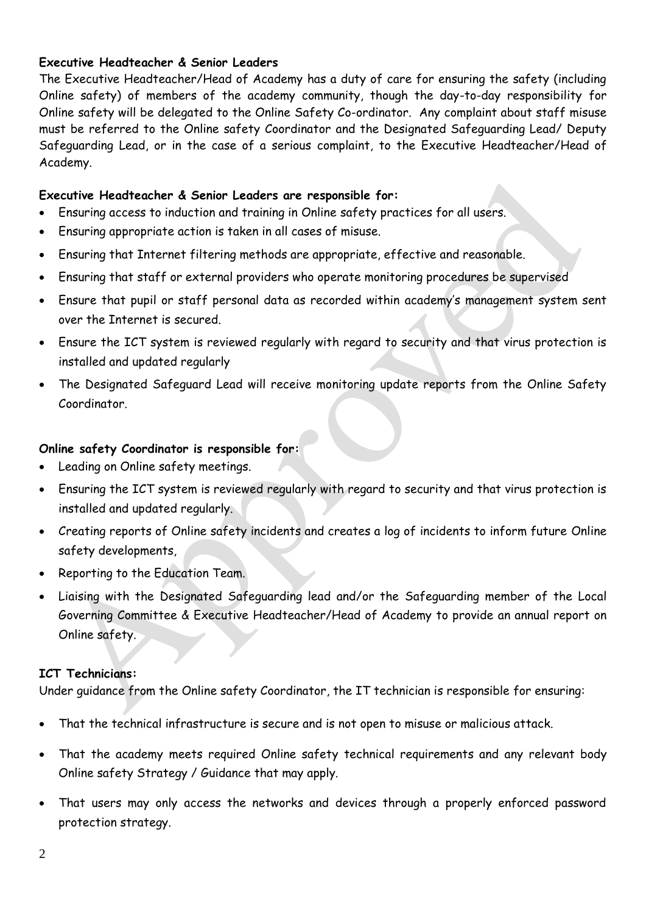**Executive Headteacher & Senior Leaders**

The Executive Headteacher/Head of Academy has a duty of care for ensuring the safety (including Online safety) of members of the academy community, though the day-to-day responsibility for Online safety will be delegated to the Online Safety Co-ordinator. Any complaint about staff misuse must be referred to the Online safety Coordinator and the Designated Safeguarding Lead/ Deputy Safeguarding Lead, or in the case of a serious complaint, to the Executive Headteacher/Head of Academy.

**Executive Headteacher & Senior Leaders are responsible for:**

- Ensuring access to induction and training in Online safety practices for all users.
- Ensuring appropriate action is taken in all cases of misuse.
- Ensuring that Internet filtering methods are appropriate, effective and reasonable.
- Ensuring that staff or external providers who operate monitoring procedures be supervised
- Ensure that pupil or staff personal data as recorded within academy's management system sent over the Internet is secured.
- Ensure the ICT system is reviewed regularly with regard to security and that virus protection is installed and updated regularly
- The Designated Safeguard Lead will receive monitoring update reports from the Online Safety Coordinator.

**Online safety Coordinator is responsible for:**

- Leading on Online safety meetings.
- Ensuring the ICT system is reviewed regularly with regard to security and that virus protection is installed and updated regularly.
- Creating reports of Online safety incidents and creates a log of incidents to inform future Online safety developments,
- Reporting to the Education Team.
- Liaising with the Designated Safeguarding lead and/or the Safeguarding member of the Local Governing Committee & Executive Headteacher/Head of Academy to provide an annual report on Online safety.

**ICT Technicians:**

Under guidance from the Online safety Coordinator, the IT technician is responsible for ensuring:

- That the technical infrastructure is secure and is not open to misuse or malicious attack.
- That the academy meets required Online safety technical requirements and any relevant body Online safety Strategy / Guidance that may apply.
- That users may only access the networks and devices through a properly enforced password protection strategy.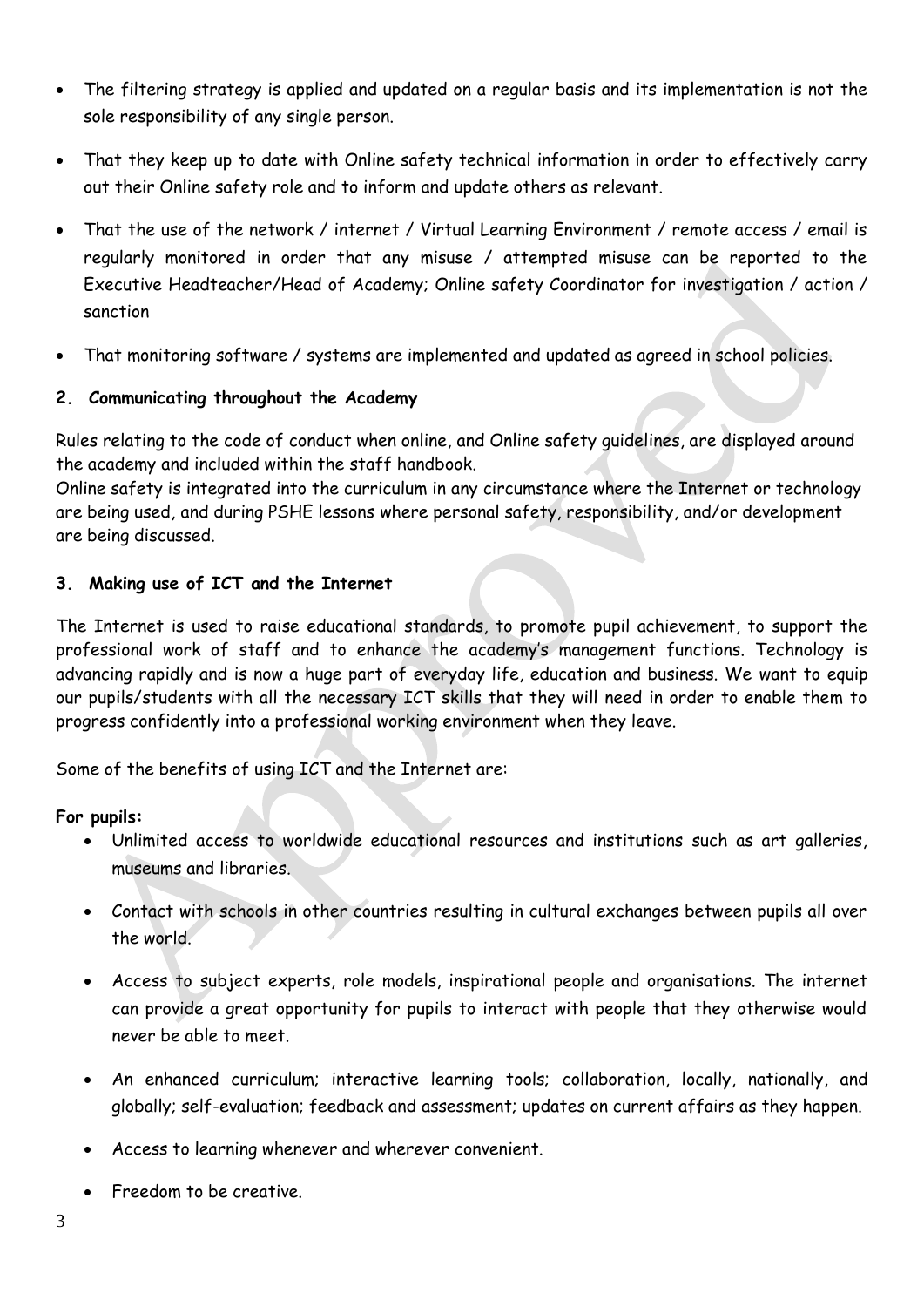- The filtering strategy is applied and updated on a regular basis and its implementation is not the sole responsibility of any single person.
- That they keep up to date with Online safety technical information in order to effectively carry out their Online safety role and to inform and update others as relevant.
- That the use of the network / internet / Virtual Learning Environment / remote access / email is regularly monitored in order that any misuse / attempted misuse can be reported to the Executive Headteacher/Head of Academy; Online safety Coordinator for investigation / action / sanction
- That monitoring software / systems are implemented and updated as agreed in school policies.

## 2. Communicating throughout the Academy

Rules relating to the code of conduct when online, and Online safety guidelines, are displayed around the academy and included within the staff handbook.
Online safety is integrated into the curriculum in any circumstance where the Internet or technology are being used, and during PSHE lessons where personal safety, responsibility, and/or development are being discussed.

## 3. Making use of ICT and the Internet

The Internet is used to raise educational standards, to promote pupil achievement, to support the professional work of staff and to enhance the academy's management functions. Technology is advancing rapidly and is now a huge part of everyday life, education and business. We want to equip our pupils/students with all the necessary ICT skills that they will need in order to enable them to progress confidently into a professional working environment when they leave.

Some of the benefits of using ICT and the Internet are:

**For pupils:**

- Unlimited access to worldwide educational resources and institutions such as art galleries, museums and libraries.
- Contact with schools in other countries resulting in cultural exchanges between pupils all over the world.
- Access to subject experts, role models, inspirational people and organisations. The internet can provide a great opportunity for pupils to interact with people that they otherwise would never be able to meet.
- An enhanced curriculum; interactive learning tools; collaboration, locally, nationally, and globally; self-evaluation; feedback and assessment; updates on current affairs as they happen.
- Access to learning whenever and wherever convenient.
- Freedom to be creative.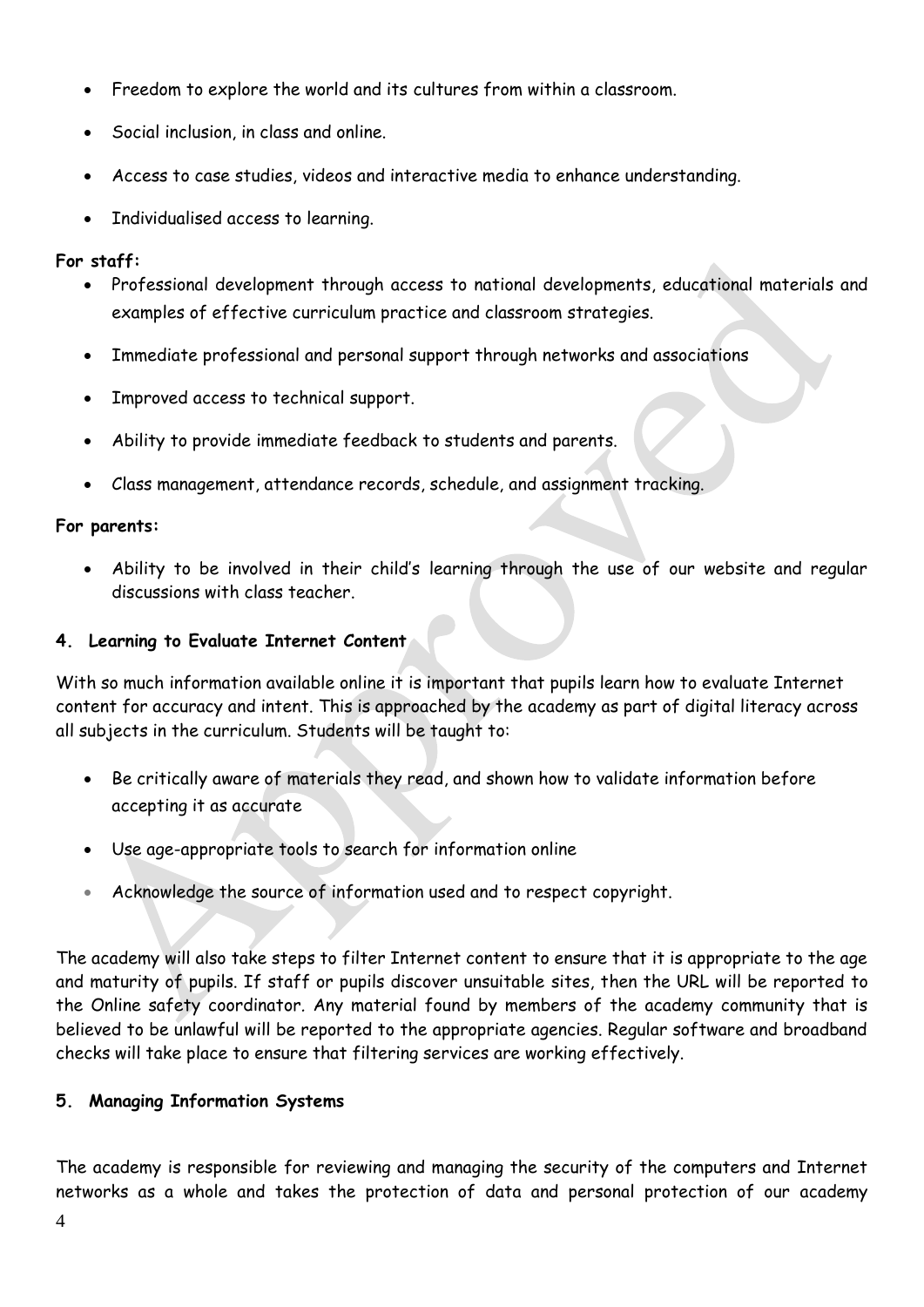- Freedom to explore the world and its cultures from within a classroom.
- Social inclusion, in class and online.
- Access to case studies, videos and interactive media to enhance understanding.
- Individualised access to learning.

**For staff:**

- Professional development through access to national developments, educational materials and examples of effective curriculum practice and classroom strategies.
- Immediate professional and personal support through networks and associations
- Improved access to technical support.
- Ability to provide immediate feedback to students and parents.
- Class management, attendance records, schedule, and assignment tracking.

**For parents:**

- Ability to be involved in their child's learning through the use of our website and regular discussions with class teacher.

## 4. Learning to Evaluate Internet Content

With so much information available online it is important that pupils learn how to evaluate Internet content for accuracy and intent. This is approached by the academy as part of digital literacy across all subjects in the curriculum. Students will be taught to:

- Be critically aware of materials they read, and shown how to validate information before accepting it as accurate
- Use age-appropriate tools to search for information online
- Acknowledge the source of information used and to respect copyright.

The academy will also take steps to filter Internet content to ensure that it is appropriate to the age and maturity of pupils. If staff or pupils discover unsuitable sites, then the URL will be reported to the Online safety coordinator. Any material found by members of the academy community that is believed to be unlawful will be reported to the appropriate agencies. Regular software and broadband checks will take place to ensure that filtering services are working effectively.

## 5. Managing Information Systems

The academy is responsible for reviewing and managing the security of the computers and Internet networks as a whole and takes the protection of data and personal protection of our academy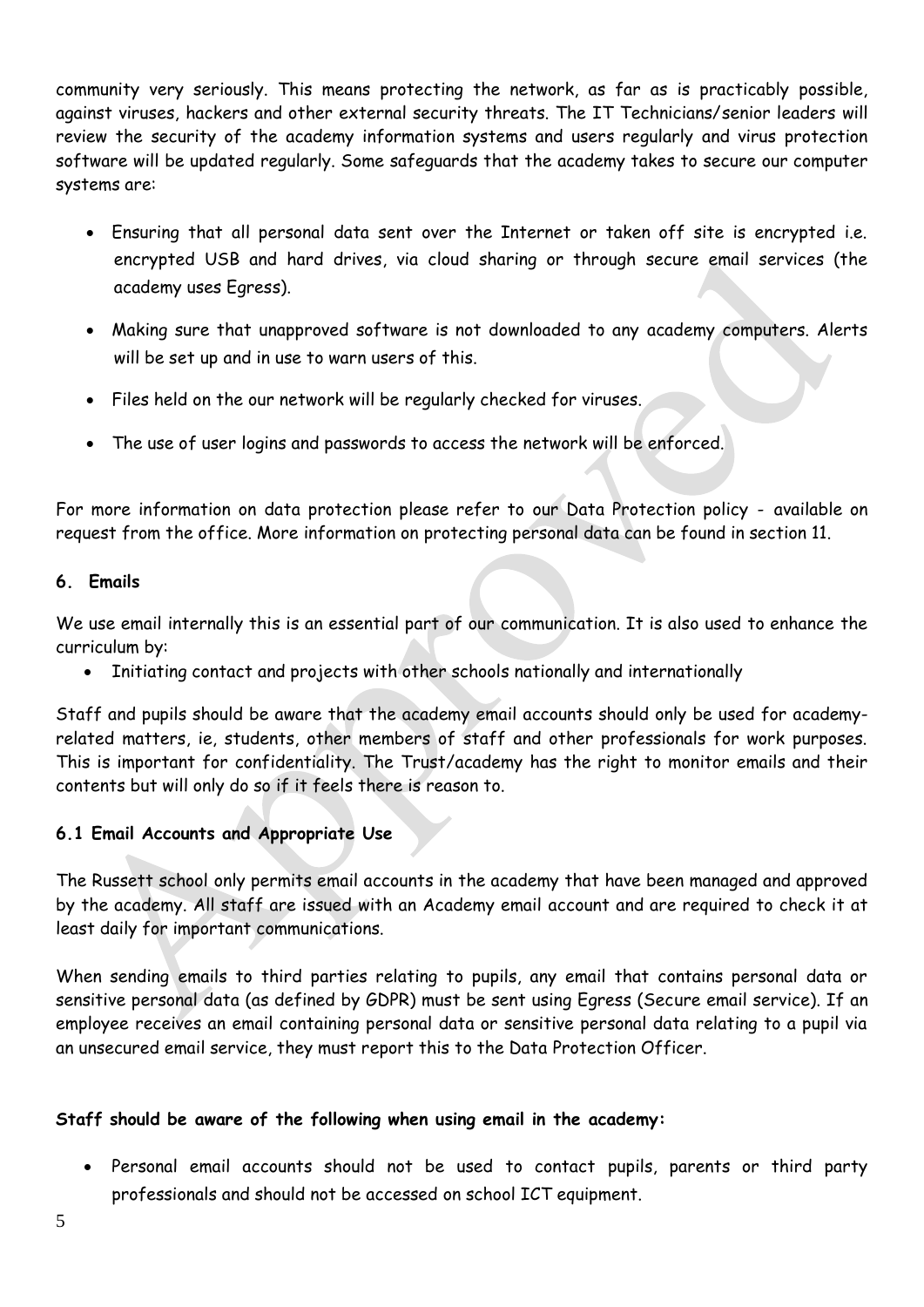community very seriously. This means protecting the network, as far as is practicably possible, against viruses, hackers and other external security threats. The IT Technicians/senior leaders will review the security of the academy information systems and users regularly and virus protection software will be updated regularly. Some safeguards that the academy takes to secure our computer systems are:

- Ensuring that all personal data sent over the Internet or taken off site is encrypted i.e. encrypted USB and hard drives, via cloud sharing or through secure email services (the academy uses Egress).
- Making sure that unapproved software is not downloaded to any academy computers. Alerts will be set up and in use to warn users of this.
- Files held on the our network will be regularly checked for viruses.
- The use of user logins and passwords to access the network will be enforced.

For more information on data protection please refer to our Data Protection policy - available on request from the office. More information on protecting personal data can be found in section 11.

## 6. Emails

We use email internally this is an essential part of our communication. It is also used to enhance the curriculum by:

- Initiating contact and projects with other schools nationally and internationally

Staff and pupils should be aware that the academy email accounts should only be used for academy-related matters, ie, students, other members of staff and other professionals for work purposes. This is important for confidentiality. The Trust/academy has the right to monitor emails and their contents but will only do so if it feels there is reason to.

### 6.1 Email Accounts and Appropriate Use

The Russett school only permits email accounts in the academy that have been managed and approved by the academy. All staff are issued with an Academy email account and are required to check it at least daily for important communications.

When sending emails to third parties relating to pupils, any email that contains personal data or sensitive personal data (as defined by GDPR) must be sent using Egress (Secure email service). If an employee receives an email containing personal data or sensitive personal data relating to a pupil via an unsecured email service, they must report this to the Data Protection Officer.

**Staff should be aware of the following when using email in the academy:**

- Personal email accounts should not be used to contact pupils, parents or third party professionals and should not be accessed on school ICT equipment.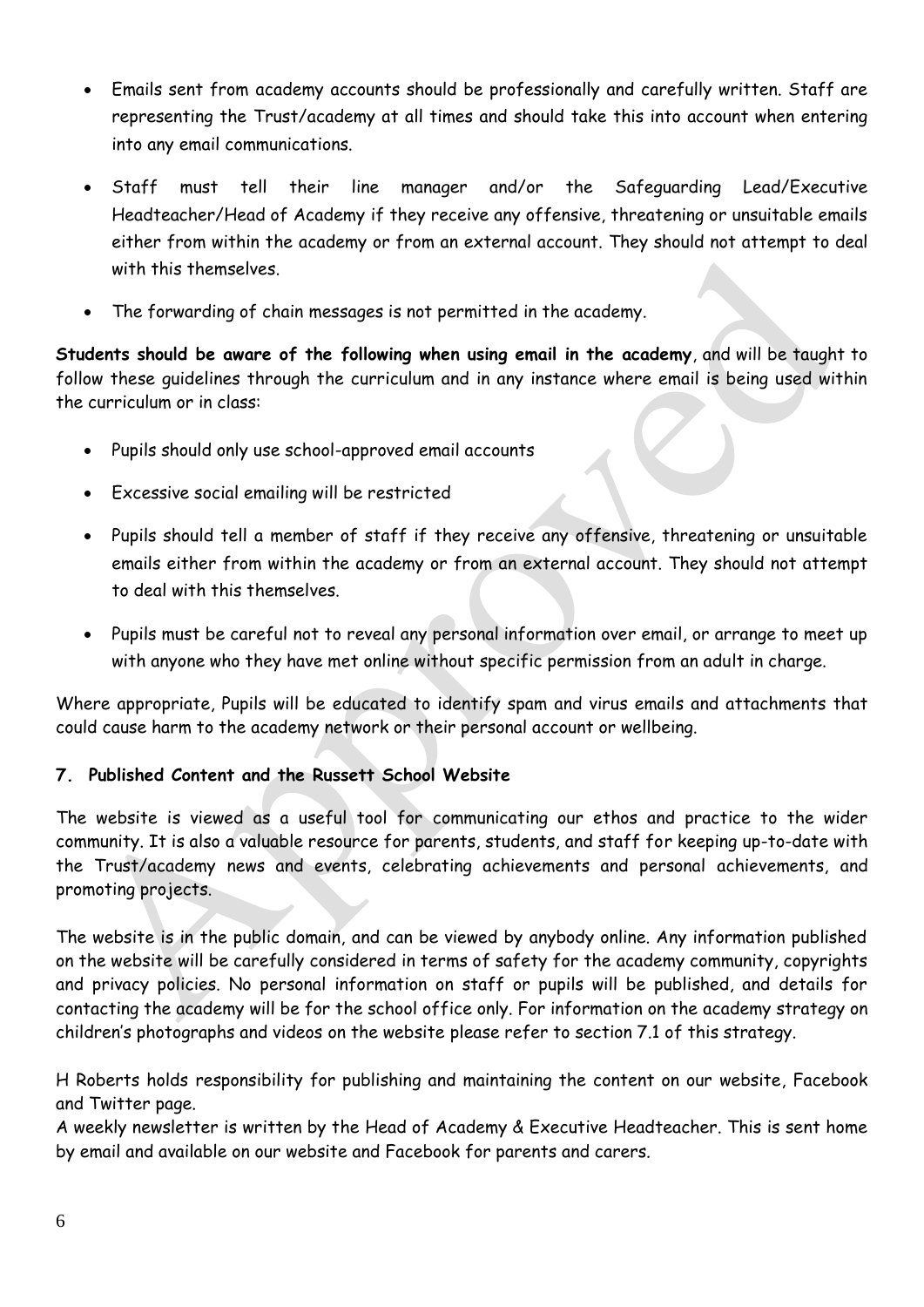- Emails sent from academy accounts should be professionally and carefully written. Staff are representing the Trust/academy at all times and should take this into account when entering into any email communications.
- Staff must tell their line manager and/or the Safeguarding Lead/Executive Headteacher/Head of Academy if they receive any offensive, threatening or unsuitable emails either from within the academy or from an external account. They should not attempt to deal with this themselves.
- The forwarding of chain messages is not permitted in the academy.

**Students should be aware of the following when using email in the academy**, and will be taught to follow these guidelines through the curriculum and in any instance where email is being used within the curriculum or in class:

- Pupils should only use school-approved email accounts
- Excessive social emailing will be restricted
- Pupils should tell a member of staff if they receive any offensive, threatening or unsuitable emails either from within the academy or from an external account. They should not attempt to deal with this themselves.
- Pupils must be careful not to reveal any personal information over email, or arrange to meet up with anyone who they have met online without specific permission from an adult in charge.

Where appropriate, Pupils will be educated to identify spam and virus emails and attachments that could cause harm to the academy network or their personal account or wellbeing.

## 7. Published Content and the Russett School Website

The website is viewed as a useful tool for communicating our ethos and practice to the wider community. It is also a valuable resource for parents, students, and staff for keeping up-to-date with the Trust/academy news and events, celebrating achievements and personal achievements, and promoting projects.

The website is in the public domain, and can be viewed by anybody online. Any information published on the website will be carefully considered in terms of safety for the academy community, copyrights and privacy policies. No personal information on staff or pupils will be published, and details for contacting the academy will be for the school office only. For information on the academy strategy on children's photographs and videos on the website please refer to section 7.1 of this strategy.

H Roberts holds responsibility for publishing and maintaining the content on our website, Facebook and Twitter page.
A weekly newsletter is written by the Head of Academy & Executive Headteacher. This is sent home by email and available on our website and Facebook for parents and carers.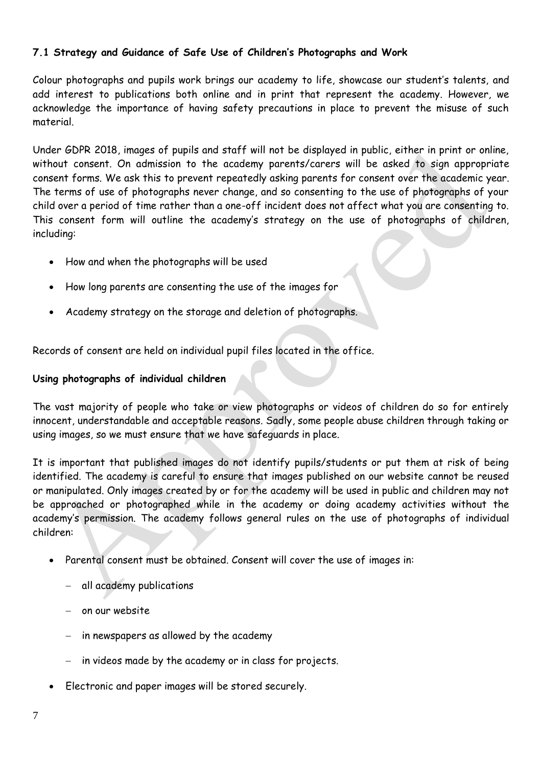### 7.1 Strategy and Guidance of Safe Use of Children's Photographs and Work

Colour photographs and pupils work brings our academy to life, showcase our student's talents, and add interest to publications both online and in print that represent the academy. However, we acknowledge the importance of having safety precautions in place to prevent the misuse of such material.

Under GDPR 2018, images of pupils and staff will not be displayed in public, either in print or online, without consent. On admission to the academy parents/carers will be asked to sign appropriate consent forms. We ask this to prevent repeatedly asking parents for consent over the academic year. The terms of use of photographs never change, and so consenting to the use of photographs of your child over a period of time rather than a one-off incident does not affect what you are consenting to. This consent form will outline the academy's strategy on the use of photographs of children, including:

- How and when the photographs will be used
- How long parents are consenting the use of the images for
- Academy strategy on the storage and deletion of photographs.

Records of consent are held on individual pupil files located in the office.

**Using photographs of individual children**

The vast majority of people who take or view photographs or videos of children do so for entirely innocent, understandable and acceptable reasons. Sadly, some people abuse children through taking or using images, so we must ensure that we have safeguards in place.

It is important that published images do not identify pupils/students or put them at risk of being identified. The academy is careful to ensure that images published on our website cannot be reused or manipulated. Only images created by or for the academy will be used in public and children may not be approached or photographed while in the academy or doing academy activities without the academy's permission. The academy follows general rules on the use of photographs of individual children:

- Parental consent must be obtained. Consent will cover the use of images in:
  - all academy publications
  - on our website
  - in newspapers as allowed by the academy
  - in videos made by the academy or in class for projects.
- Electronic and paper images will be stored securely.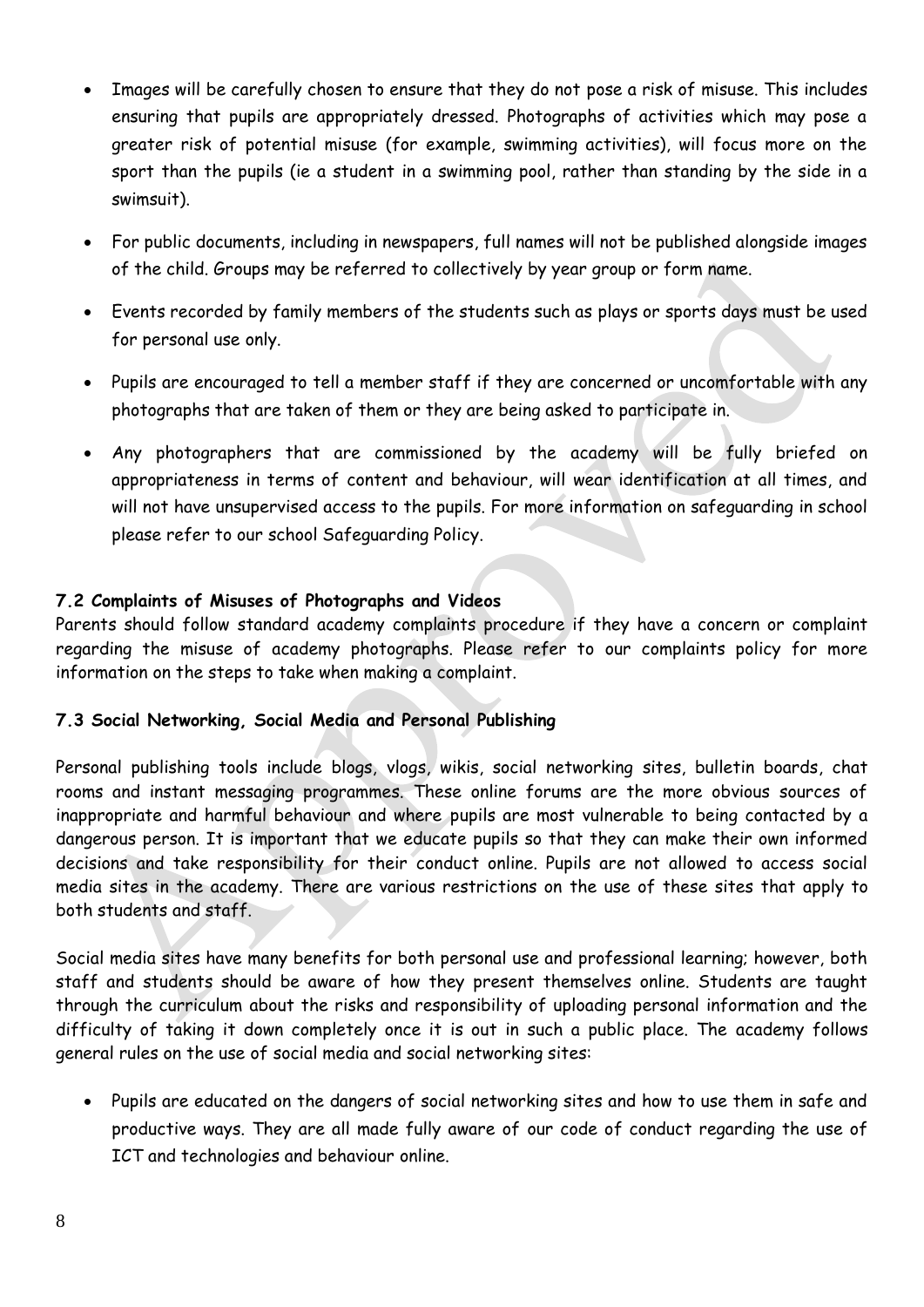- Images will be carefully chosen to ensure that they do not pose a risk of misuse. This includes ensuring that pupils are appropriately dressed. Photographs of activities which may pose a greater risk of potential misuse (for example, swimming activities), will focus more on the sport than the pupils (ie a student in a swimming pool, rather than standing by the side in a swimsuit).
- For public documents, including in newspapers, full names will not be published alongside images of the child. Groups may be referred to collectively by year group or form name.
- Events recorded by family members of the students such as plays or sports days must be used for personal use only.
- Pupils are encouraged to tell a member staff if they are concerned or uncomfortable with any photographs that are taken of them or they are being asked to participate in.
- Any photographers that are commissioned by the academy will be fully briefed on appropriateness in terms of content and behaviour, will wear identification at all times, and will not have unsupervised access to the pupils. For more information on safeguarding in school please refer to our school Safeguarding Policy.

### 7.2 Complaints of Misuses of Photographs and Videos

Parents should follow standard academy complaints procedure if they have a concern or complaint regarding the misuse of academy photographs. Please refer to our complaints policy for more information on the steps to take when making a complaint.

### 7.3 Social Networking, Social Media and Personal Publishing

Personal publishing tools include blogs, vlogs, wikis, social networking sites, bulletin boards, chat rooms and instant messaging programmes. These online forums are the more obvious sources of inappropriate and harmful behaviour and where pupils are most vulnerable to being contacted by a dangerous person. It is important that we educate pupils so that they can make their own informed decisions and take responsibility for their conduct online. Pupils are not allowed to access social media sites in the academy. There are various restrictions on the use of these sites that apply to both students and staff.

Social media sites have many benefits for both personal use and professional learning; however, both staff and students should be aware of how they present themselves online. Students are taught through the curriculum about the risks and responsibility of uploading personal information and the difficulty of taking it down completely once it is out in such a public place. The academy follows general rules on the use of social media and social networking sites:

- Pupils are educated on the dangers of social networking sites and how to use them in safe and productive ways. They are all made fully aware of our code of conduct regarding the use of ICT and technologies and behaviour online.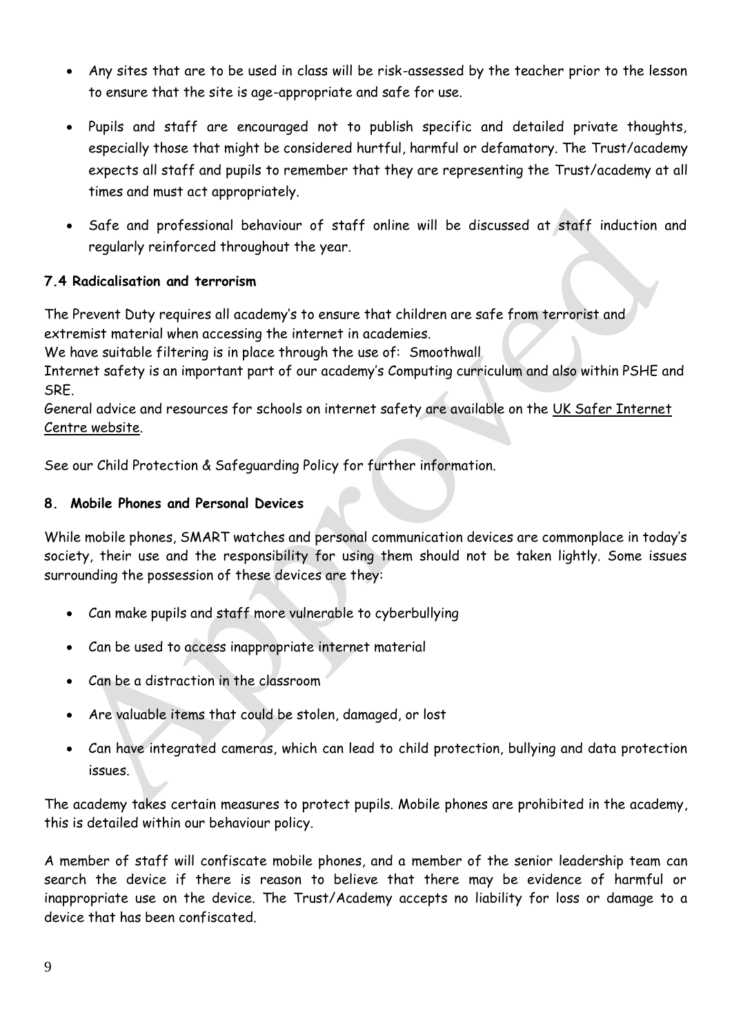- Any sites that are to be used in class will be risk-assessed by the teacher prior to the lesson to ensure that the site is age-appropriate and safe for use.
- Pupils and staff are encouraged not to publish specific and detailed private thoughts, especially those that might be considered hurtful, harmful or defamatory. The Trust/academy expects all staff and pupils to remember that they are representing the Trust/academy at all times and must act appropriately.
- Safe and professional behaviour of staff online will be discussed at staff induction and regularly reinforced throughout the year.

### 7.4 Radicalisation and terrorism

The Prevent Duty requires all academy's to ensure that children are safe from terrorist and extremist material when accessing the internet in academies.
We have suitable filtering is in place through the use of: Smoothwall
Internet safety is an important part of our academy's Computing curriculum and also within PSHE and SRE.
General advice and resources for schools on internet safety are available on the UK Safer Internet Centre website.

See our Child Protection & Safeguarding Policy for further information.

## 8. Mobile Phones and Personal Devices

While mobile phones, SMART watches and personal communication devices are commonplace in today's society, their use and the responsibility for using them should not be taken lightly. Some issues surrounding the possession of these devices are they:

- Can make pupils and staff more vulnerable to cyberbullying
- Can be used to access inappropriate internet material
- Can be a distraction in the classroom
- Are valuable items that could be stolen, damaged, or lost
- Can have integrated cameras, which can lead to child protection, bullying and data protection issues.

The academy takes certain measures to protect pupils. Mobile phones are prohibited in the academy, this is detailed within our behaviour policy.

A member of staff will confiscate mobile phones, and a member of the senior leadership team can search the device if there is reason to believe that there may be evidence of harmful or inappropriate use on the device. The Trust/Academy accepts no liability for loss or damage to a device that has been confiscated.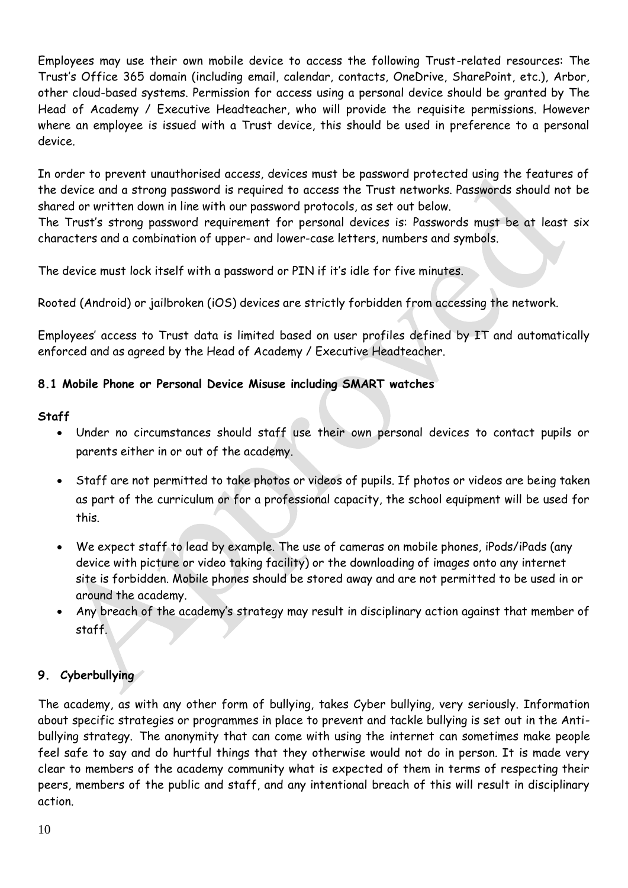Employees may use their own mobile device to access the following Trust-related resources: The Trust's Office 365 domain (including email, calendar, contacts, OneDrive, SharePoint, etc.), Arbor, other cloud-based systems. Permission for access using a personal device should be granted by The Head of Academy / Executive Headteacher, who will provide the requisite permissions. However where an employee is issued with a Trust device, this should be used in preference to a personal device.

In order to prevent unauthorised access, devices must be password protected using the features of the device and a strong password is required to access the Trust networks. Passwords should not be shared or written down in line with our password protocols, as set out below.
The Trust's strong password requirement for personal devices is: Passwords must be at least six characters and a combination of upper- and lower-case letters, numbers and symbols.

The device must lock itself with a password or PIN if it's idle for five minutes.

Rooted (Android) or jailbroken (iOS) devices are strictly forbidden from accessing the network.

Employees' access to Trust data is limited based on user profiles defined by IT and automatically enforced and as agreed by the Head of Academy / Executive Headteacher.

### 8.1 Mobile Phone or Personal Device Misuse including SMART watches

**Staff**

- Under no circumstances should staff use their own personal devices to contact pupils or parents either in or out of the academy.
- Staff are not permitted to take photos or videos of pupils. If photos or videos are being taken as part of the curriculum or for a professional capacity, the school equipment will be used for this.
- We expect staff to lead by example. The use of cameras on mobile phones, iPods/iPads (any device with picture or video taking facility) or the downloading of images onto any internet site is forbidden. Mobile phones should be stored away and are not permitted to be used in or around the academy.
- Any breach of the academy's strategy may result in disciplinary action against that member of staff.

## 9. Cyberbullying

The academy, as with any other form of bullying, takes Cyber bullying, very seriously. Information about specific strategies or programmes in place to prevent and tackle bullying is set out in the Anti-bullying strategy. The anonymity that can come with using the internet can sometimes make people feel safe to say and do hurtful things that they otherwise would not do in person. It is made very clear to members of the academy community what is expected of them in terms of respecting their peers, members of the public and staff, and any intentional breach of this will result in disciplinary action.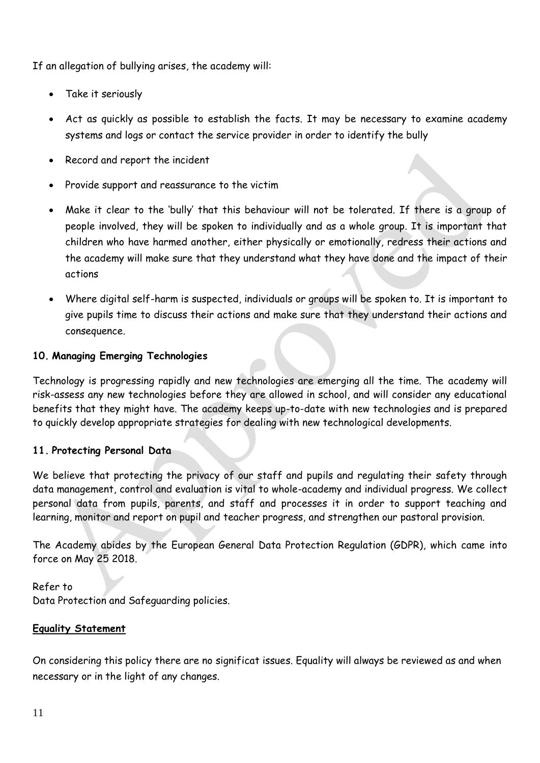If an allegation of bullying arises, the academy will:

- Take it seriously
- Act as quickly as possible to establish the facts. It may be necessary to examine academy systems and logs or contact the service provider in order to identify the bully
- Record and report the incident
- Provide support and reassurance to the victim
- Make it clear to the 'bully' that this behaviour will not be tolerated. If there is a group of people involved, they will be spoken to individually and as a whole group. It is important that children who have harmed another, either physically or emotionally, redress their actions and the academy will make sure that they understand what they have done and the impact of their actions
- Where digital self-harm is suspected, individuals or groups will be spoken to. It is important to give pupils time to discuss their actions and make sure that they understand their actions and consequence.

**10. Managing Emerging Technologies**

Technology is progressing rapidly and new technologies are emerging all the time. The academy will risk-assess any new technologies before they are allowed in school, and will consider any educational benefits that they might have. The academy keeps up-to-date with new technologies and is prepared to quickly develop appropriate strategies for dealing with new technological developments.

**11. Protecting Personal Data**

We believe that protecting the privacy of our staff and pupils and regulating their safety through data management, control and evaluation is vital to whole-academy and individual progress. We collect personal data from pupils, parents, and staff and processes it in order to support teaching and learning, monitor and report on pupil and teacher progress, and strengthen our pastoral provision.

The Academy abides by the European General Data Protection Regulation (GDPR), which came into force on May 25 2018.

Refer to
Data Protection and Safeguarding policies.

**Equality Statement**

On considering this policy there are no significat issues. Equality will always be reviewed as and when necessary or in the light of any changes.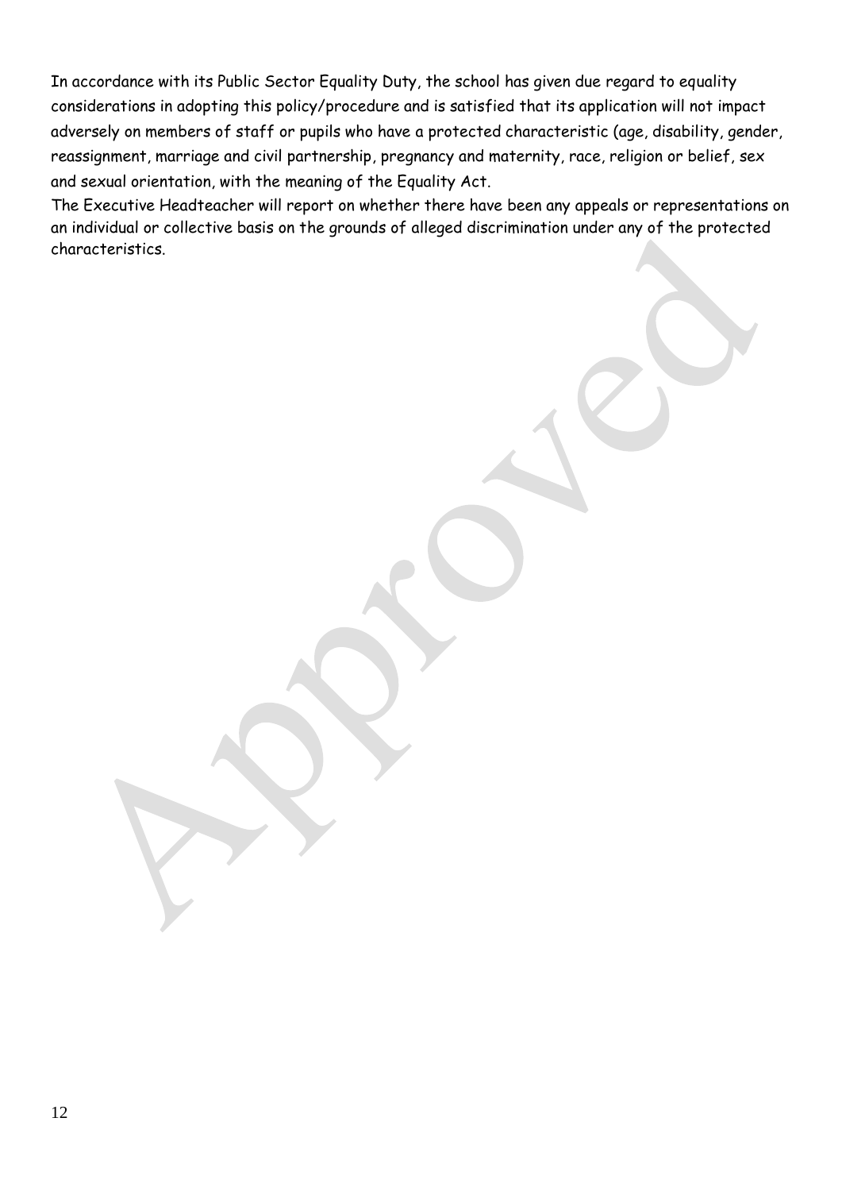In accordance with its Public Sector Equality Duty, the school has given due regard to equality considerations in adopting this policy/procedure and is satisfied that its application will not impact adversely on members of staff or pupils who have a protected characteristic (age, disability, gender, reassignment, marriage and civil partnership, pregnancy and maternity, race, religion or belief, sex and sexual orientation, with the meaning of the Equality Act.

The Executive Headteacher will report on whether there have been any appeals or representations on an individual or collective basis on the grounds of alleged discrimination under any of the protected characteristics.